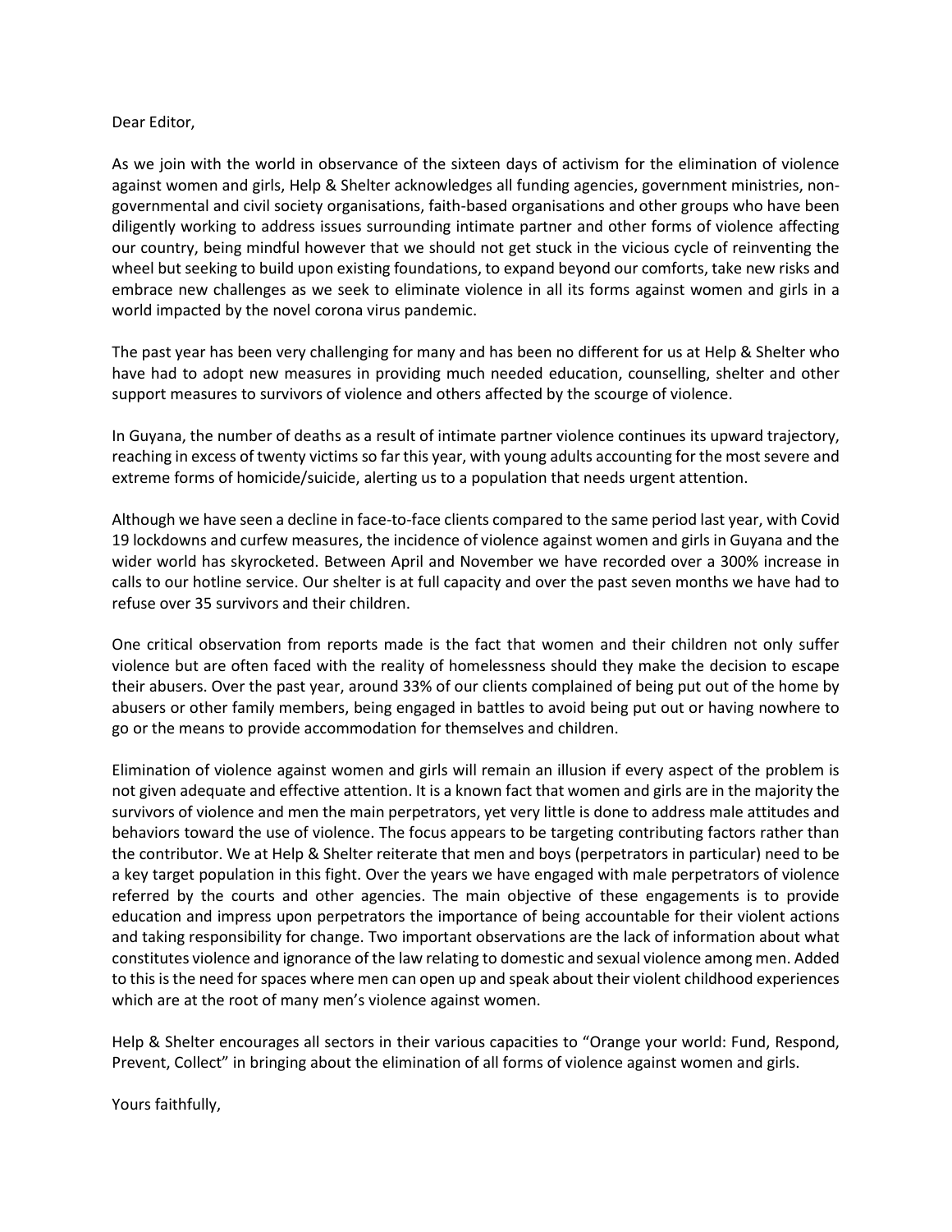Dear Editor,

As we join with the world in observance of the sixteen days of activism for the elimination of violence against women and girls, Help & Shelter acknowledges all funding agencies, government ministries, non-governmental and civil society organisations, faith-based organisations and other groups who have been diligently working to address issues surrounding intimate partner and other forms of violence affecting our country, being mindful however that we should not get stuck in the vicious cycle of reinventing the wheel but seeking to build upon existing foundations, to expand beyond our comforts, take new risks and embrace new challenges as we seek to eliminate violence in all its forms against women and girls in a world impacted by the novel corona virus pandemic.

The past year has been very challenging for many and has been no different for us at Help & Shelter who have had to adopt new measures in providing much needed education, counselling, shelter and other support measures to survivors of violence and others affected by the scourge of violence.

In Guyana, the number of deaths as a result of intimate partner violence continues its upward trajectory, reaching in excess of twenty victims so far this year, with young adults accounting for the most severe and extreme forms of homicide/suicide, alerting us to a population that needs urgent attention.

Although we have seen a decline in face-to-face clients compared to the same period last year, with Covid 19 lockdowns and curfew measures, the incidence of violence against women and girls in Guyana and the wider world has skyrocketed. Between April and November we have recorded over a 300% increase in calls to our hotline service. Our shelter is at full capacity and over the past seven months we have had to refuse over 35 survivors and their children.

One critical observation from reports made is the fact that women and their children not only suffer violence but are often faced with the reality of homelessness should they make the decision to escape their abusers. Over the past year, around 33% of our clients complained of being put out of the home by abusers or other family members, being engaged in battles to avoid being put out or having nowhere to go or the means to provide accommodation for themselves and children.

Elimination of violence against women and girls will remain an illusion if every aspect of the problem is not given adequate and effective attention. It is a known fact that women and girls are in the majority the survivors of violence and men the main perpetrators, yet very little is done to address male attitudes and behaviors toward the use of violence. The focus appears to be targeting contributing factors rather than the contributor. We at Help & Shelter reiterate that men and boys (perpetrators in particular) need to be a key target population in this fight. Over the years we have engaged with male perpetrators of violence referred by the courts and other agencies. The main objective of these engagements is to provide education and impress upon perpetrators the importance of being accountable for their violent actions and taking responsibility for change. Two important observations are the lack of information about what constitutes violence and ignorance of the law relating to domestic and sexual violence among men. Added to this is the need for spaces where men can open up and speak about their violent childhood experiences which are at the root of many men's violence against women.

Help & Shelter encourages all sectors in their various capacities to "Orange your world: Fund, Respond, Prevent, Collect" in bringing about the elimination of all forms of violence against women and girls.

Yours faithfully,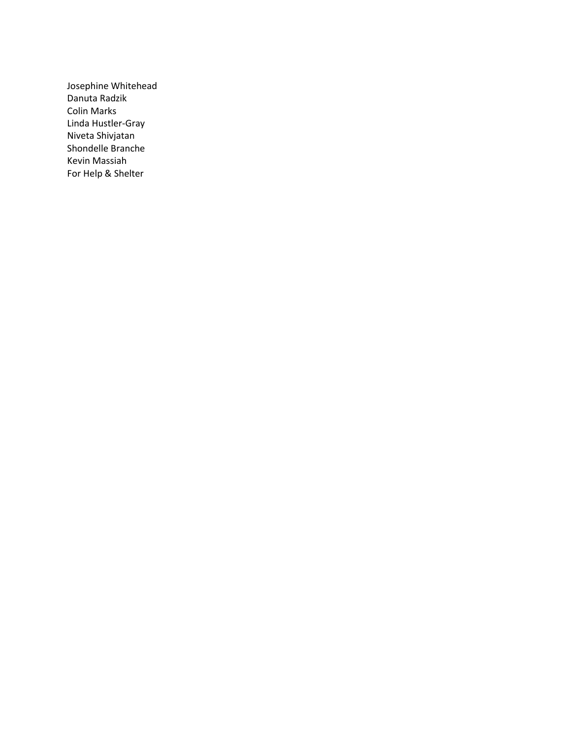Josephine Whitehead
Danuta Radzik
Colin Marks
Linda Hustler-Gray
Niveta Shivjatan
Shondelle Branche
Kevin Massiah
For Help & Shelter